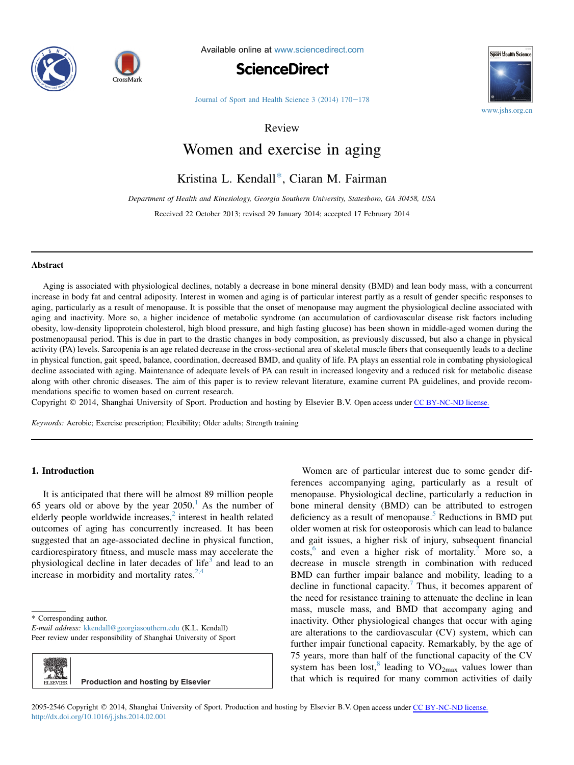Review

# Women and exercise in aging

Kristina L. Kendall*, Ciaran M. Fairman

*Department of Health and Kinesiology, Georgia Southern University, Statesboro, GA 30458, USA*

Received 22 October 2013; revised 29 January 2014; accepted 17 February 2014

## Abstract

Aging is associated with physiological declines, notably a decrease in bone mineral density (BMD) and lean body mass, with a concurrent increase in body fat and central adiposity. Interest in women and aging is of particular interest partly as a result of gender specific responses to aging, particularly as a result of menopause. It is possible that the onset of menopause may augment the physiological decline associated with aging and inactivity. More so, a higher incidence of metabolic syndrome (an accumulation of cardiovascular disease risk factors including obesity, low-density lipoprotein cholesterol, high blood pressure, and high fasting glucose) has been shown in middle-aged women during the postmenopausal period. This is due in part to the drastic changes in body composition, as previously discussed, but also a change in physical activity (PA) levels. Sarcopenia is an age related decrease in the cross-sectional area of skeletal muscle fibers that consequently leads to a decline in physical function, gait speed, balance, coordination, decreased BMD, and quality of life. PA plays an essential role in combating physiological decline associated with aging. Maintenance of adequate levels of PA can result in increased longevity and a reduced risk for metabolic disease along with other chronic diseases. The aim of this paper is to review relevant literature, examine current PA guidelines, and provide recommendations specific to women based on current research.

Copyright © 2014, Shanghai University of Sport. Production and hosting by Elsevier B.V. Open access under CC BY-NC-ND license.

*Keywords:* Aerobic; Exercise prescription; Flexibility; Older adults; Strength training

## 1. Introduction

It is anticipated that there will be almost 89 million people 65 years old or above by the year 2050.[1] As the number of elderly people worldwide increases,[2] interest in health related outcomes of aging has concurrently increased. It has been suggested that an age-associated decline in physical function, cardiorespiratory fitness, and muscle mass may accelerate the physiological decline in later decades of life[3] and lead to an increase in morbidity and mortality rates.[2,4]

Women are of particular interest due to some gender differences accompanying aging, particularly as a result of menopause. Physiological decline, particularly a reduction in bone mineral density (BMD) can be attributed to estrogen deficiency as a result of menopause.[5] Reductions in BMD put older women at risk for osteoporosis which can lead to balance and gait issues, a higher risk of injury, subsequent financial costs,[6] and even a higher risk of mortality.[2] More so, a decrease in muscle strength in combination with reduced BMD can further impair balance and mobility, leading to a decline in functional capacity.[7] Thus, it becomes apparent of the need for resistance training to attenuate the decline in lean mass, muscle mass, and BMD that accompany aging and inactivity. Other physiological changes that occur with aging are alterations to the cardiovascular (CV) system, which can further impair functional capacity. Remarkably, by the age of 75 years, more than half of the functional capacity of the CV system has been lost,[8] leading to $VO_{2max}$ values lower than that which is required for many common activities of daily

\* Corresponding author.
*E-mail address:* kkendall@georgiasouthern.edu (K.L. Kendall)
Peer review under responsibility of Shanghai University of Sport

2095-2546 Copyright © 2014, Shanghai University of Sport. Production and hosting by Elsevier B.V. Open access under CC BY-NC-ND license.
http://dx.doi.org/10.1016/j.jshs.2014.02.001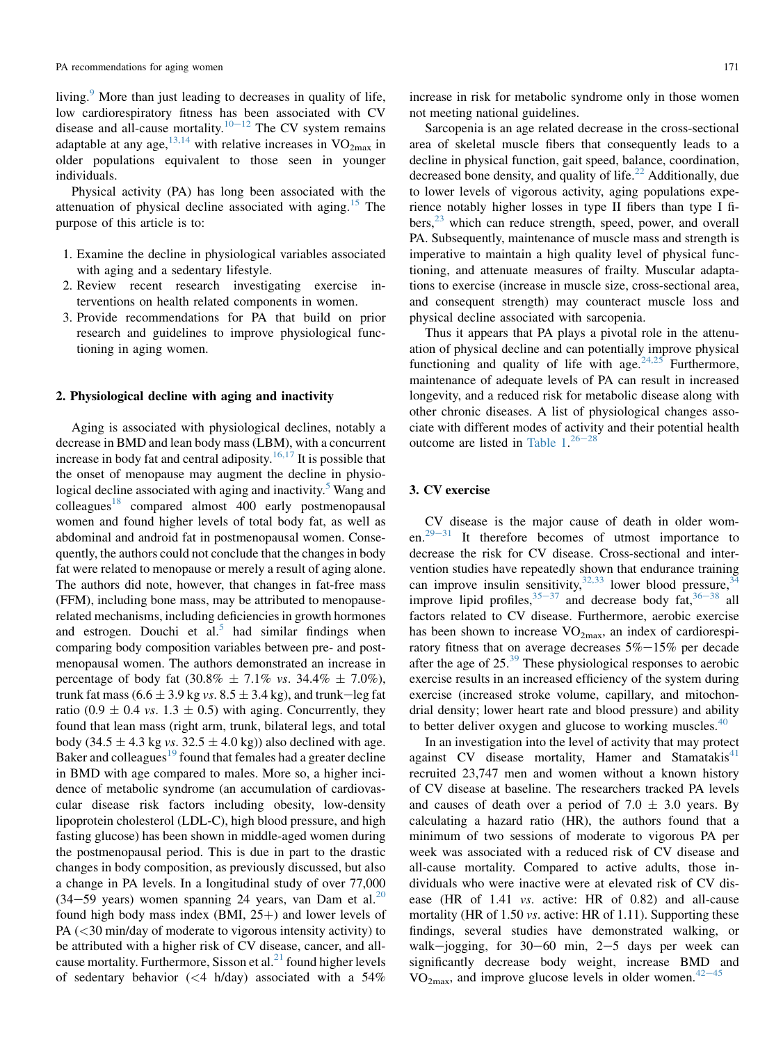living.[9] More than just leading to decreases in quality of life, low cardiorespiratory fitness has been associated with CV disease and all-cause mortality.[10–12] The CV system remains adaptable at any age,[13,14] with relative increases in $VO_{2max}$ in older populations equivalent to those seen in younger individuals.

Physical activity (PA) has long been associated with the attenuation of physical decline associated with aging.[15] The purpose of this article is to:

1. Examine the decline in physiological variables associated with aging and a sedentary lifestyle.
2. Review recent research investigating exercise interventions on health related components in women.
3. Provide recommendations for PA that build on prior research and guidelines to improve physiological functioning in aging women.

## 2. Physiological decline with aging and inactivity

Aging is associated with physiological declines, notably a decrease in BMD and lean body mass (LBM), with a concurrent increase in body fat and central adiposity.[16,17] It is possible that the onset of menopause may augment the decline in physiological decline associated with aging and inactivity.[5] Wang and colleagues[18] compared almost 400 early postmenopausal women and found higher levels of total body fat, as well as abdominal and android fat in postmenopausal women. Consequently, the authors could not conclude that the changes in body fat were related to menopause or merely a result of aging alone. The authors did note, however, that changes in fat-free mass (FFM), including bone mass, may be attributed to menopause-related mechanisms, including deficiencies in growth hormones and estrogen. Douchi et al.[5] had similar findings when comparing body composition variables between pre- and postmenopausal women. The authors demonstrated an increase in percentage of body fat (30.8% ± 7.1% *vs*. 34.4% ± 7.0%), trunk fat mass (6.6 ± 3.9 kg *vs*. 8.5 ± 3.4 kg), and trunk–leg fat ratio (0.9 ± 0.4 *vs*. 1.3 ± 0.5) with aging. Concurrently, they found that lean mass (right arm, trunk, bilateral legs, and total body (34.5 ± 4.3 kg *vs*. 32.5 ± 4.0 kg)) also declined with age. Baker and colleagues[19] found that females had a greater decline in BMD with age compared to males. More so, a higher incidence of metabolic syndrome (an accumulation of cardiovascular disease risk factors including obesity, low-density lipoprotein cholesterol (LDL-C), high blood pressure, and high fasting glucose) has been shown in middle-aged women during the postmenopausal period. This is due in part to the drastic changes in body composition, as previously discussed, but also a change in PA levels. In a longitudinal study of over 77,000 (34–59 years) women spanning 24 years, van Dam et al.[20] found high body mass index (BMI, 25+) and lower levels of PA (<30 min/day of moderate to vigorous intensity activity) to be attributed with a higher risk of CV disease, cancer, and all-cause mortality. Furthermore, Sisson et al.[21] found higher levels of sedentary behavior (<4 h/day) associated with a 54% increase in risk for metabolic syndrome only in those women not meeting national guidelines.

Sarcopenia is an age related decrease in the cross-sectional area of skeletal muscle fibers that consequently leads to a decline in physical function, gait speed, balance, coordination, decreased bone density, and quality of life.[22] Additionally, due to lower levels of vigorous activity, aging populations experience notably higher losses in type II fibers than type I fibers,[23] which can reduce strength, speed, power, and overall PA. Subsequently, maintenance of muscle mass and strength is imperative to maintain a high quality level of physical functioning, and attenuate measures of frailty. Muscular adaptations to exercise (increase in muscle size, cross-sectional area, and consequent strength) may counteract muscle loss and physical decline associated with sarcopenia.

Thus it appears that PA plays a pivotal role in the attenuation of physical decline and can potentially improve physical functioning and quality of life with age.[24,25] Furthermore, maintenance of adequate levels of PA can result in increased longevity, and a reduced risk for metabolic disease along with other chronic diseases. A list of physiological changes associate with different modes of activity and their potential health outcome are listed in Table 1.[26–28]

## 3. CV exercise

CV disease is the major cause of death in older women.[29–31] It therefore becomes of utmost importance to decrease the risk for CV disease. Cross-sectional and intervention studies have repeatedly shown that endurance training can improve insulin sensitivity,[32,33] lower blood pressure,[34] improve lipid profiles,[35–37] and decrease body fat,[36–38] all factors related to CV disease. Furthermore, aerobic exercise has been shown to increase $VO_{2max}$, an index of cardiorespiratory fitness that on average decreases 5%–15% per decade after the age of 25.[39] These physiological responses to aerobic exercise results in an increased efficiency of the system during exercise (increased stroke volume, capillary, and mitochondrial density; lower heart rate and blood pressure) and ability to better deliver oxygen and glucose to working muscles.[40]

In an investigation into the level of activity that may protect against CV disease mortality, Hamer and Stamatakis[41] recruited 23,747 men and women without a known history of CV disease at baseline. The researchers tracked PA levels and causes of death over a period of 7.0 ± 3.0 years. By calculating a hazard ratio (HR), the authors found that a minimum of two sessions of moderate to vigorous PA per week was associated with a reduced risk of CV disease and all-cause mortality. Compared to active adults, those individuals who were inactive were at elevated risk of CV disease (HR of 1.41 *vs*. active: HR of 0.82) and all-cause mortality (HR of 1.50 *vs*. active: HR of 1.11). Supporting these findings, several studies have demonstrated walking, or walk–jogging, for 30–60 min, 2–5 days per week can significantly decrease body weight, increase BMD and $VO_{2max}$, and improve glucose levels in older women.[42–45]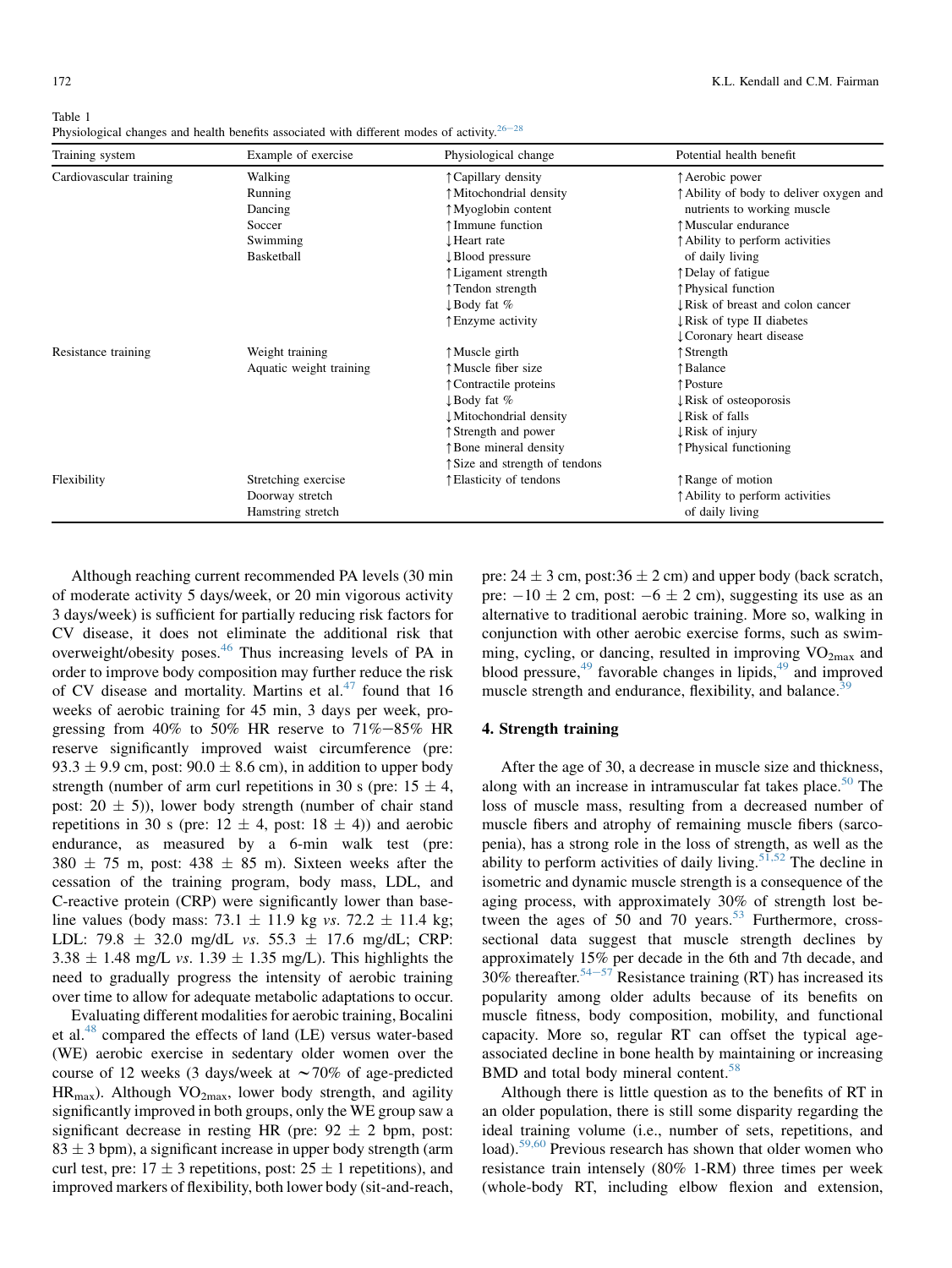Table 1
Physiological changes and health benefits associated with different modes of activity.[26–28]

| Training system | Example of exercise | Physiological change | Potential health benefit |
|---|---|---|---|
| Cardiovascular training | Walking | ↑Capillary density | ↑Aerobic power |
| | Running | ↑Mitochondrial density | ↑Ability of body to deliver oxygen and nutrients to working muscle |
| | Dancing | ↑Myoglobin content | ↑Muscular endurance |
| | Soccer | ↑Immune function | ↑Ability to perform activities of daily living |
| | Swimming | ↓Heart rate | ↑Delay of fatigue |
| | Basketball | ↓Blood pressure | ↑Physical function |
| | | ↑Ligament strength | ↓Risk of breast and colon cancer |
| | | ↑Tendon strength | ↓Risk of type II diabetes |
| | | ↓Body fat % | ↓Coronary heart disease |
| | | ↑Enzyme activity | |
| Resistance training | Weight training | ↑Muscle girth | ↑Strength |
| | Aquatic weight training | ↑Muscle fiber size | ↑Balance |
| | | ↑Contractile proteins | ↑Posture |
| | | ↓Body fat % | ↓Risk of osteoporosis |
| | | ↓Mitochondrial density | ↓Risk of falls |
| | | ↑Strength and power | ↓Risk of injury |
| | | ↑Bone mineral density | ↑Physical functioning |
| | | ↑Size and strength of tendons | |
| Flexibility | Stretching exercise | ↑Elasticity of tendons | ↑Range of motion |
| | Doorway stretch | | ↑Ability to perform activities of daily living |
| | Hamstring stretch | | |

Although reaching current recommended PA levels (30 min of moderate activity 5 days/week, or 20 min vigorous activity 3 days/week) is sufficient for partially reducing risk factors for CV disease, it does not eliminate the additional risk that overweight/obesity poses.[46] Thus increasing levels of PA in order to improve body composition may further reduce the risk of CV disease and mortality. Martins et al.[47] found that 16 weeks of aerobic training for 45 min, 3 days per week, progressing from 40% to 50% HR reserve to 71%–85% HR reserve significantly improved waist circumference (pre: $93.3 \pm 9.9$ cm, post: $90.0 \pm 8.6$ cm), in addition to upper body strength (number of arm curl repetitions in 30 s (pre: $15 \pm 4$, post: $20 \pm 5$)), lower body strength (number of chair stand repetitions in 30 s (pre: $12 \pm 4$, post: $18 \pm 4$)) and aerobic endurance, as measured by a 6-min walk test (pre: $380 \pm 75$ m, post: $438 \pm 85$ m). Sixteen weeks after the cessation of the training program, body mass, LDL, and C-reactive protein (CRP) were significantly lower than baseline values (body mass: $73.1 \pm 11.9$ kg *vs*. $72.2 \pm 11.4$ kg; LDL: $79.8 \pm 32.0$ mg/dL *vs*. $55.3 \pm 17.6$ mg/dL; CRP: $3.38 \pm 1.48$ mg/L *vs*. $1.39 \pm 1.35$ mg/L). This highlights the need to gradually progress the intensity of aerobic training over time to allow for adequate metabolic adaptations to occur.

Evaluating different modalities for aerobic training, Bocalini et al.[48] compared the effects of land (LE) versus water-based (WE) aerobic exercise in sedentary older women over the course of 12 weeks (3 days/week at ~70% of age-predicted $HR_{max}$). Although $VO_{2max}$, lower body strength, and agility significantly improved in both groups, only the WE group saw a significant decrease in resting HR (pre: $92 \pm 2$ bpm, post: $83 \pm 3$ bpm), a significant increase in upper body strength (arm curl test, pre: $17 \pm 3$ repetitions, post: $25 \pm 1$ repetitions), and improved markers of flexibility, both lower body (sit-and-reach, pre: $24 \pm 3$ cm, post: $36 \pm 2$ cm) and upper body (back scratch, pre: $-10 \pm 2$ cm, post: $-6 \pm 2$ cm), suggesting its use as an alternative to traditional aerobic training. More so, walking in conjunction with other aerobic exercise forms, such as swimming, cycling, or dancing, resulted in improving $VO_{2max}$ and blood pressure,[49] favorable changes in lipids,[49] and improved muscle strength and endurance, flexibility, and balance.[39]

## 4. Strength training

After the age of 30, a decrease in muscle size and thickness, along with an increase in intramuscular fat takes place.[50] The loss of muscle mass, resulting from a decreased number of muscle fibers and atrophy of remaining muscle fibers (sarcopenia), has a strong role in the loss of strength, as well as the ability to perform activities of daily living.[51,52] The decline in isometric and dynamic muscle strength is a consequence of the aging process, with approximately 30% of strength lost between the ages of 50 and 70 years.[53] Furthermore, cross-sectional data suggest that muscle strength declines by approximately 15% per decade in the 6th and 7th decade, and 30% thereafter.[54–57] Resistance training (RT) has increased its popularity among older adults because of its benefits on muscle fitness, body composition, mobility, and functional capacity. More so, regular RT can offset the typical age-associated decline in bone health by maintaining or increasing BMD and total body mineral content.[58]

Although there is little question as to the benefits of RT in an older population, there is still some disparity regarding the ideal training volume (i.e., number of sets, repetitions, and load).[59,60] Previous research has shown that older women who resistance train intensely (80% 1-RM) three times per week (whole-body RT, including elbow flexion and extension,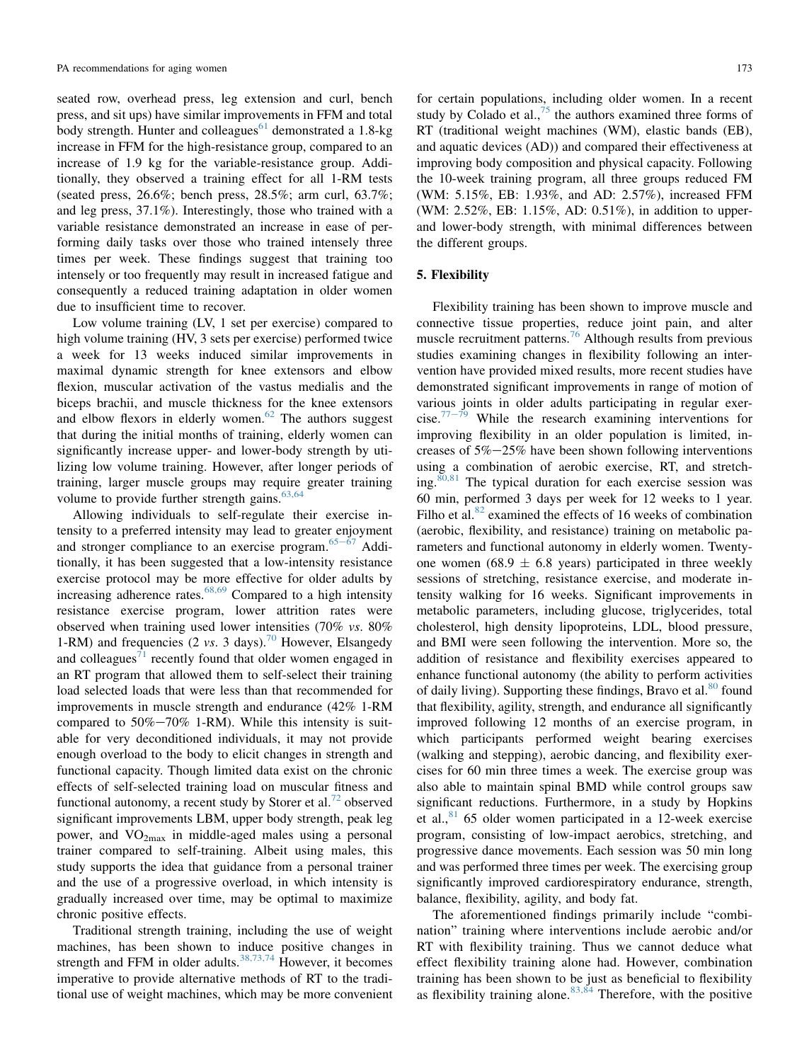seated row, overhead press, leg extension and curl, bench press, and sit ups) have similar improvements in FFM and total body strength. Hunter and colleagues[61] demonstrated a 1.8-kg increase in FFM for the high-resistance group, compared to an increase of 1.9 kg for the variable-resistance group. Additionally, they observed a training effect for all 1-RM tests (seated press, 26.6%; bench press, 28.5%; arm curl, 63.7%; and leg press, 37.1%). Interestingly, those who trained with a variable resistance demonstrated an increase in ease of performing daily tasks over those who trained intensely three times per week. These findings suggest that training too intensely or too frequently may result in increased fatigue and consequently a reduced training adaptation in older women due to insufficient time to recover.

Low volume training (LV, 1 set per exercise) compared to high volume training (HV, 3 sets per exercise) performed twice a week for 13 weeks induced similar improvements in maximal dynamic strength for knee extensors and elbow flexion, muscular activation of the vastus medialis and the biceps brachii, and muscle thickness for the knee extensors and elbow flexors in elderly women.[62] The authors suggest that during the initial months of training, elderly women can significantly increase upper- and lower-body strength by utilizing low volume training. However, after longer periods of training, larger muscle groups may require greater training volume to provide further strength gains.[63,64]

Allowing individuals to self-regulate their exercise intensity to a preferred intensity may lead to greater enjoyment and stronger compliance to an exercise program.[65–67] Additionally, it has been suggested that a low-intensity resistance exercise protocol may be more effective for older adults by increasing adherence rates.[68,69] Compared to a high intensity resistance exercise program, lower attrition rates were observed when training used lower intensities (70% *vs.* 80% 1-RM) and frequencies (2 *vs.* 3 days).[70] However, Elsangedy and colleagues[71] recently found that older women engaged in an RT program that allowed them to self-select their training load selected loads that were less than that recommended for improvements in muscle strength and endurance (42% 1-RM compared to 50%–70% 1-RM). While this intensity is suitable for very deconditioned individuals, it may not provide enough overload to the body to elicit changes in strength and functional capacity. Though limited data exist on the chronic effects of self-selected training load on muscular fitness and functional autonomy, a recent study by Storer et al.[72] observed significant improvements LBM, upper body strength, peak leg power, and $VO_{2max}$ in middle-aged males using a personal trainer compared to self-training. Albeit using males, this study supports the idea that guidance from a personal trainer and the use of a progressive overload, in which intensity is gradually increased over time, may be optimal to maximize chronic positive effects.

Traditional strength training, including the use of weight machines, has been shown to induce positive changes in strength and FFM in older adults.[38,73,74] However, it becomes imperative to provide alternative methods of RT to the traditional use of weight machines, which may be more convenient for certain populations, including older women. In a recent study by Colado et al.,[75] the authors examined three forms of RT (traditional weight machines (WM), elastic bands (EB), and aquatic devices (AD)) and compared their effectiveness at improving body composition and physical capacity. Following the 10-week training program, all three groups reduced FM (WM: 5.15%, EB: 1.93%, and AD: 2.57%), increased FFM (WM: 2.52%, EB: 1.15%, AD: 0.51%), in addition to upper- and lower-body strength, with minimal differences between the different groups.

## 5. Flexibility

Flexibility training has been shown to improve muscle and connective tissue properties, reduce joint pain, and alter muscle recruitment patterns.[76] Although results from previous studies examining changes in flexibility following an intervention have provided mixed results, more recent studies have demonstrated significant improvements in range of motion of various joints in older adults participating in regular exercise.[77–79] While the research examining interventions for improving flexibility in an older population is limited, increases of 5%–25% have been shown following interventions using a combination of aerobic exercise, RT, and stretching.[80,81] The typical duration for each exercise session was 60 min, performed 3 days per week for 12 weeks to 1 year. Filho et al.[82] examined the effects of 16 weeks of combination (aerobic, flexibility, and resistance) training on metabolic parameters and functional autonomy in elderly women. Twenty-one women (68.9 ± 6.8 years) participated in three weekly sessions of stretching, resistance exercise, and moderate intensity walking for 16 weeks. Significant improvements in metabolic parameters, including glucose, triglycerides, total cholesterol, high density lipoproteins, LDL, blood pressure, and BMI were seen following the intervention. More so, the addition of resistance and flexibility exercises appeared to enhance functional autonomy (the ability to perform activities of daily living). Supporting these findings, Bravo et al.[80] found that flexibility, agility, strength, and endurance all significantly improved following 12 months of an exercise program, in which participants performed weight bearing exercises (walking and stepping), aerobic dancing, and flexibility exercises for 60 min three times a week. The exercise group was also able to maintain spinal BMD while control groups saw significant reductions. Furthermore, in a study by Hopkins et al.,[81] 65 older women participated in a 12-week exercise program, consisting of low-impact aerobics, stretching, and progressive dance movements. Each session was 50 min long and was performed three times per week. The exercising group significantly improved cardiorespiratory endurance, strength, balance, flexibility, agility, and body fat.

The aforementioned findings primarily include "combination" training where interventions include aerobic and/or RT with flexibility training. Thus we cannot deduce what effect flexibility training alone had. However, combination training has been shown to be just as beneficial to flexibility as flexibility training alone.[83,84] Therefore, with the positive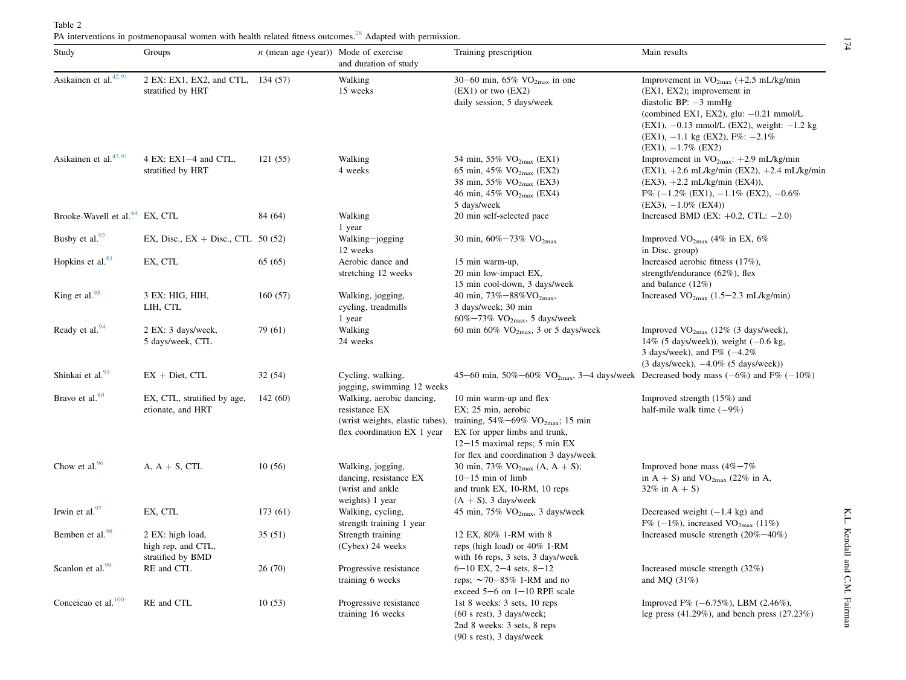Table 2
PA interventions in postmenopausal women with health related fitness outcomes.[28] Adapted with permission.

| Study | Groups | *n* (mean age (year)) | Mode of exercise and duration of study | Training prescription | Main results |
|---|---|---|---|---|---|
| Asikainen et al.[42,91] | 2 EX: EX1, EX2, and CTL, stratified by HRT | 134 (57) | Walking 15 weeks | 30−60 min, 65% $VO_{2max}$ in one (EX1) or two (EX2) daily session, 5 days/week | Improvement in $VO_{2max}$ (+2.5 mL/kg/min (EX1, EX2); improvement in diastolic BP: −3 mmHg (combined EX1, EX2), glu: −0.21 mmol/L (EX1), −0.13 mmol/L (EX2), weight: −1.2 kg (EX1), −1.1 kg (EX2), F%: −2.1% (EX1), −1.7% (EX2) |
| Asikainen et al.[43,91] | 4 EX: EX1−4 and CTL, stratified by HRT | 121 (55) | Walking 4 weeks | 54 min, 55% $VO_{2max}$ (EX1) 65 min, 45% $VO_{2max}$ (EX2) 38 min, 55% $VO_{2max}$ (EX3) 46 min, 45% $VO_{2max}$ (EX4) 5 days/week | Improvement in $VO_{2max}$: +2.9 mL/kg/min (EX1), +2.6 mL/kg/min (EX2), +2.4 mL/kg/min (EX3), +2.2 mL/kg/min (EX4)), F% (−1.2% (EX1), −1.1% (EX2), −0.6% (EX3), −1.0% (EX4)) |
| Brooke-Wavell et al.[44] | EX, CTL | 84 (64) | Walking 1 year | 20 min self-selected pace | Increased BMD (EX: +0.2, CTL: −2.0) |
| Busby et al.[92] | EX, Disc., EX + Disc., CTL | 50 (52) | Walking−jogging 12 weeks | 30 min, 60%−73% $VO_{2max}$ | Improved $VO_{2max}$ (4% in EX, 6% in Disc. group) |
| Hopkins et al.[81] | EX, CTL | 65 (65) | Aerobic dance and stretching 12 weeks | 15 min warm-up, 20 min low-impact EX, 15 min cool-down, 3 days/week | Increased aerobic fitness (17%), strength/endurance (62%), flex and balance (12%) |
| King et al.[93] | 3 EX: HIG, HIH, LIH, CTL | 160 (57) | Walking, jogging, cycling, treadmills 1 year | 40 min, 73%−88%$VO_{2max}$, 3 days/week; 30 min 60%−73% $VO_{2max}$, 5 days/week | Increased $VO_{2max}$ (1.5−2.3 mL/kg/min) |
| Ready et al.[94] | 2 EX: 3 days/week, 5 days/week, CTL | 79 (61) | Walking 24 weeks | 60 min 60% $VO_{2max}$, 3 or 5 days/week | Improved $VO_{2max}$ (12% (3 days/week), 14% (5 days/week)), weight (−0.6 kg, 3 days/week), and F% (−4.2% (3 days/week), −4.0% (5 days/week)) |
| Shinkai et al.[95] | EX + Diet, CTL | 32 (54) | Cycling, walking, jogging, swimming 12 weeks | 45−60 min, 50%−60% $VO_{2max}$, 3−4 days/week | Decreased body mass (−6%) and F% (−10%) |
| Bravo et al.[80] | EX, CTL, stratified by age, etionate, and HRT | 142 (60) | Walking, aerobic dancing, resistance EX (wrist weights, elastic tubes), flex coordination EX 1 year | 10 min warm-up and flex EX; 25 min, aerobic training, 54%−69% $VO_{2max}$; 15 min EX for upper limbs and trunk, 12−15 maximal reps; 5 min EX for flex and coordination 3 days/week | Improved strength (15%) and half-mile walk time (−9%) |
| Chow et al.[96] | A, A + S, CTL | 10 (56) | Walking, jogging, dancing, resistance EX (wrist and ankle weights) 1 year | 30 min, 73% $VO_{2max}$ (A, A + S); 10−15 min of limb and trunk EX, 10-RM, 10 reps (A + S), 3 days/week | Improved bone mass (4%−7% in A + S) and $VO_{2max}$ (22% in A, 32% in A + S) |
| Irwin et al.[97] | EX, CTL | 173 (61) | Walking, cycling, strength training 1 year | 45 min, 75% $VO_{2max}$, 3 days/week | Decreased weight (−1.4 kg) and F% (−1%), increased $VO_{2max}$ (11%) |
| Bemben et al.[98] | 2 EX: high load, high rep, and CTL, stratified by BMD | 35 (51) | Strength training (Cybex) 24 weeks | 12 EX, 80% 1-RM with 8 reps (high load) or 40% 1-RM with 16 reps, 3 sets, 3 days/week | Increased muscle strength (20%−40%) |
| Scanlon et al.[99] | RE and CTL | 26 (70) | Progressive resistance training 6 weeks | 6−10 EX, 2−4 sets, 8−12 reps; ∼70−85% 1-RM and no exceed 5−6 on 1−10 RPE scale | Increased muscle strength (32%) and MQ (31%) |
| Conceicao et al.[100] | RE and CTL | 10 (53) | Progressive resistance training 16 weeks | 1st 8 weeks: 3 sets, 10 reps (60 s rest), 3 days/week; 2nd 8 weeks: 3 sets, 8 reps (90 s rest), 3 days/week | Improved F% (−6.75%), LBM (2.46%), leg press (41.29%), and bench press (27.23%) |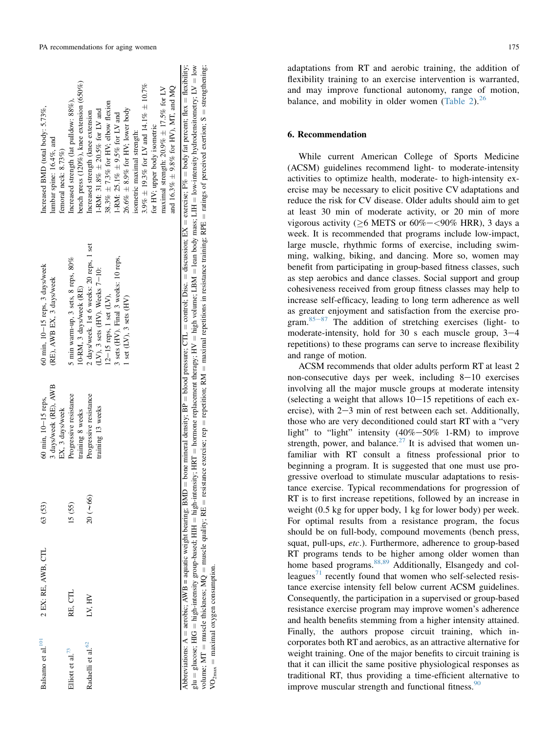| | | | | | |
|---|---|---|---|---|---|
| Balsamo et al.[101] | 2 EX: RE, AWB, CTL | 63 (53) | 60 min, 10−15 reps, 3 days/week (RE), AWB EX, 3 days/week | 60 min, 10−15 reps, 3 days/week (RE), AWB EX, 3 days/week | Increased BMD (total body: 5.73%, lumbar spine: 16.4%, and femoral neck: 8.73%) |
| Elliott et al.[73] | RE, CTL | 15 (55) | Progressive resistance training 8 weeks | 5 min warm-up, 3 sets, 8 reps, 80% 10-RM, 3 days/week (RE) | Increased strength (lat pulldow: 88%), bench press (120%), knee extension (650%) |
| Radaelli et al.[62] | LV, HV | 20 (∼66) | Progressive resistance training 13 weeks | 2 days/week. 1st 6 weeks: 20 reps, 1 set (LV), 3 sets (HV). Weeks 7−10: 12−15 reps, 1 set (LV), 3 sets (HV). Final 3 weeks: 10 reps, 1 set (LV), 3 sets (HV) | Increased strength (knee extension 1-RM: 31.8% ± 20.5% for LV and 38.3% ± 7.3% for HV; elbow flexion 1-RM: 25.1% ± 9.5% for LV and 26.6% ± 8.9% for HV; lower body isometric maximal strength: 3.9% ± 19.3% for LV and 14.1% ± 10.7% for HV; upper body isometric maximal strength: 20.9% ± 17.5% for LV and 16.3% ± 9.8% for HV), MT, and MQ |

Abbreviations: A = aerobic; AWB = aquatic weight bearing; BMD = bone mineral density; BP = blood pressure; CTL = control; Disc. = discussion; EX = exercise; F% = body fat percent; flex = flexibility; glu = glucose; HIG = high-intensity group-based; HIH = high-intensity; HRT = hormone replacement therapy; HV = high volume; LBM = lean body mass; LIH = low-intensity hydrodensitometry; LV = low volume; MT = muscle thickness; MQ = muscle quality; RE = resistance exercise; rep = repetition; RM = maximal repetitions in resistance training; RPE = ratings of perceived exertion; S = strengthening; $VO_{2max}$ = maximal oxygen consumption.

adaptations from RT and aerobic training, the addition of flexibility training to an exercise intervention is warranted, and may improve functional autonomy, range of motion, balance, and mobility in older women (Table 2).[26]

## 6. Recommendation

While current American College of Sports Medicine (ACSM) guidelines recommend light- to moderate-intensity activities to optimize health, moderate- to high-intensity exercise may be necessary to elicit positive CV adaptations and reduce the risk for CV disease. Older adults should aim to get at least 30 min of moderate activity, or 20 min of more vigorous activity (≥6 METS or 60%−<90% HRR), 3 days a week. It is recommended that programs include low-impact, large muscle, rhythmic forms of exercise, including swimming, walking, biking, and dancing. More so, women may benefit from participating in group-based fitness classes, such as step aerobics and dance classes. Social support and group cohesiveness received from group fitness classes may help to increase self-efficacy, leading to long term adherence as well as greater enjoyment and satisfaction from the exercise program.[85−87] The addition of stretching exercises (light- to moderate-intensity, hold for 30 s each muscle group, 3−4 repetitions) to these programs can serve to increase flexibility and range of motion.

ACSM recommends that older adults perform RT at least 2 non-consecutive days per week, including 8−10 exercises involving all the major muscle groups at moderate intensity (selecting a weight that allows 10−15 repetitions of each exercise), with 2−3 min of rest between each set. Additionally, those who are very deconditioned could start RT with a "very light" to "light" intensity (40%−50% 1-RM) to improve strength, power, and balance.[27] It is advised that women unfamiliar with RT consult a fitness professional prior to beginning a program. It is suggested that one must use progressive overload to stimulate muscular adaptations to resistance exercise. Typical recommendations for progression of RT is to first increase repetitions, followed by an increase in weight (0.5 kg for upper body, 1 kg for lower body) per week. For optimal results from a resistance program, the focus should be on full-body, compound movements (bench press, squat, pull-ups, *etc*.). Furthermore, adherence to group-based RT programs tends to be higher among older women than home based programs.[88,89] Additionally, Elsangedy and colleagues[71] recently found that women who self-selected resistance exercise intensity fell below current ACSM guidelines. Consequently, the participation in a supervised or group-based resistance exercise program may improve women's adherence and health benefits stemming from a higher intensity attained. Finally, the authors propose circuit training, which incorporates both RT and aerobics, as an attractive alternative for weight training. One of the major benefits to circuit training is that it can illicit the same positive physiological responses as traditional RT, thus providing a time-efficient alternative to improve muscular strength and functional fitness.[90]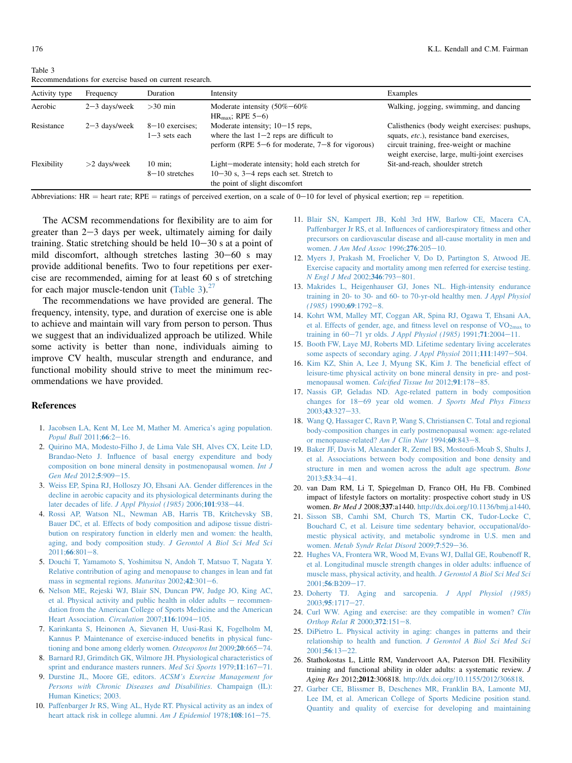Table 3
Recommendations for exercise based on current research.

| Activity type | Frequency | Duration | Intensity | Examples |
|---|---|---|---|---|
| Aerobic | 2−3 days/week | >30 min | Moderate intensity (50%−60% $HR_{max}$; RPE 5−6) | Walking, jogging, swimming, and dancing |
| Resistance | 2−3 days/week | 8−10 exercises; 1−3 sets each | Moderate intensity; 10−15 reps, where the last 1−2 reps are difficult to perform (RPE 5−6 for moderate, 7−8 for vigorous) | Calisthenics (body weight exercises: pushups, squats, *etc*.), resistance band exercises, circuit training, free-weight or machine weight exercise, large, multi-joint exercises |
| Flexibility | >2 days/week | 10 min; 8−10 stretches | Light−moderate intensity; hold each stretch for 10−30 s, 3−4 reps each set. Stretch to the point of slight discomfort | Sit-and-reach, shoulder stretch |

Abbreviations: HR = heart rate; RPE = ratings of perceived exertion, on a scale of 0−10 for level of physical exertion; rep = repetition.

The ACSM recommendations for flexibility are to aim for greater than 2−3 days per week, ultimately aiming for daily training. Static stretching should be held 10−30 s at a point of mild discomfort, although stretches lasting 30−60 s may provide additional benefits. Two to four repetitions per exercise are recommended, aiming for at least 60 s of stretching for each major muscle-tendon unit (Table 3).[27]

The recommendations we have provided are general. The frequency, intensity, type, and duration of exercise one is able to achieve and maintain will vary from person to person. Thus we suggest that an individualized approach be utilized. While some activity is better than none, individuals aiming to improve CV health, muscular strength and endurance, and functional mobility should strive to meet the minimum recommendations we have provided.

## References

1. Jacobsen LA, Kent M, Lee M, Mather M. America's aging population. *Popul Bull* 2011;**66**:2−16.
2. Quirino MA, Modesto-Filho J, de Lima Vale SH, Alves CX, Leite LD, Brandao-Neto J. Influence of basal energy expenditure and body composition on bone mineral density in postmenopausal women. *Int J Gen Med* 2012;**5**:909−15.
3. Weiss EP, Spina RJ, Holloszy JO, Ehsani AA. Gender differences in the decline in aerobic capacity and its physiological determinants during the later decades of life. *J Appl Physiol (1985)* 2006;**101**:938−44.
4. Rossi AP, Watson NL, Newman AB, Harris TB, Kritchevsky SB, Bauer DC, et al. Effects of body composition and adipose tissue distribution on respiratory function in elderly men and women: the health, aging, and body composition study. *J Gerontol A Biol Sci Med Sci* 2011;**66**:801−8.
5. Douchi T, Yamamoto S, Yoshimitsu N, Andoh T, Matsuo T, Nagata Y. Relative contribution of aging and menopause to changes in lean and fat mass in segmental regions. *Maturitas* 2002;**42**:301−6.
6. Nelson ME, Rejeski WJ, Blair SN, Duncan PW, Judge JO, King AC, et al. Physical activity and public health in older adults − recommendation from the American College of Sports Medicine and the American Heart Association. *Circulation* 2007;**116**:1094−105.
7. Karinkanta S, Heinonen A, Sievanen H, Uusi-Rasi K, Fogelholm M, Kannus P. Maintenance of exercise-induced benefits in physical functioning and bone among elderly women. *Osteoporos Int* 2009;**20**:665−74.
8. Barnard RJ, Grimditch GK, Wilmore JH. Physiological characteristics of sprint and endurance masters runners. *Med Sci Sports* 1979;**11**:167−71.
9. Durstine JL, Moore GE, editors. *ACSM's Exercise Management for Persons with Chronic Diseases and Disabilities*. Champaign (IL): Human Kinetics; 2003.
10. Paffenbarger Jr RS, Wing AL, Hyde RT. Physical activity as an index of heart attack risk in college alumni. *Am J Epidemiol* 1978;**108**:161−75.
11. Blair SN, Kampert JB, Kohl 3rd HW, Barlow CE, Macera CA, Paffenbarger Jr RS, et al. Influences of cardiorespiratory fitness and other precursors on cardiovascular disease and all-cause mortality in men and women. *J Am Med Assoc* 1996;**276**:205−10.
12. Myers J, Prakash M, Froelicher V, Do D, Partington S, Atwood JE. Exercise capacity and mortality among men referred for exercise testing. *N Engl J Med* 2002;**346**:793−801.
13. Makrides L, Heigenhauser GJ, Jones NL. High-intensity endurance training in 20- to 30- and 60- to 70-yr-old healthy men. *J Appl Physiol (1985)* 1990;**69**:1792−8.
14. Kohrt WM, Malley MT, Coggan AR, Spina RJ, Ogawa T, Ehsani AA, et al. Effects of gender, age, and fitness level on response of $VO_{2max}$ to training in 60−71 yr olds. *J Appl Physiol (1985)* 1991;**71**:2004−11.
15. Booth FW, Laye MJ, Roberts MD. Lifetime sedentary living accelerates some aspects of secondary aging. *J Appl Physiol* 2011;**111**:1497−504.
16. Kim KZ, Shin A, Lee J, Myung SK, Kim J. The beneficial effect of leisure-time physical activity on bone mineral density in pre- and postmenopausal women. *Calcified Tissue Int* 2012;**91**:178−85.
17. Nassis GP, Geladas ND. Age-related pattern in body composition changes for 18−69 year old women. *J Sports Med Phys Fitness* 2003;**43**:327−33.
18. Wang Q, Hassager C, Ravn P, Wang S, Christiansen C. Total and regional body-composition changes in early postmenopausal women: age-related or menopause-related? *Am J Clin Nutr* 1994;**60**:843−8.
19. Baker JF, Davis M, Alexander R, Zemel BS, Mostoufi-Moab S, Shults J, et al. Associations between body composition and bone density and structure in men and women across the adult age spectrum. *Bone* 2013;**53**:34−41.
20. van Dam RM, Li T, Spiegelman D, Franco OH, Hu FB. Combined impact of lifestyle factors on mortality: prospective cohort study in US women. *Br Med J* 2008;**337**:a1440. http://dx.doi.org/10.1136/bmj.a1440.
21. Sisson SB, Camhi SM, Church TS, Martin CK, Tudor-Locke C, Bouchard C, et al. Leisure time sedentary behavior, occupational/domestic physical activity, and metabolic syndrome in U.S. men and women. *Metab Syndr Relat Disord* 2009;**7**:529−36.
22. Hughes VA, Frontera WR, Wood M, Evans WJ, Dallal GE, Roubenoff R, et al. Longitudinal muscle strength changes in older adults: influence of muscle mass, physical activity, and health. *J Gerontol A Biol Sci Med Sci* 2001;**56**:B209−17.
23. Doherty TJ. Aging and sarcopenia. *J Appl Physiol (1985)* 2003;**95**:1717−27.
24. Curl WW. Aging and exercise: are they compatible in women? *Clin Orthop Relat R* 2000;**372**:151−8.
25. DiPietro L. Physical activity in aging: changes in patterns and their relationship to health and function. *J Gerontol A Biol Sci Med Sci* 2001;**56**:13−22.
26. Stathokostas L, Little RM, Vandervoort AA, Paterson DH. Flexibility training and functional ability in older adults: a systematic review. *J Aging Res* 2012;**2012**:306818. http://dx.doi.org/10.1155/2012/306818.
27. Garber CE, Blissmer B, Deschenes MR, Franklin BA, Lamonte MJ, Lee IM, et al. American College of Sports Medicine position stand. Quantity and quality of exercise for developing and maintaining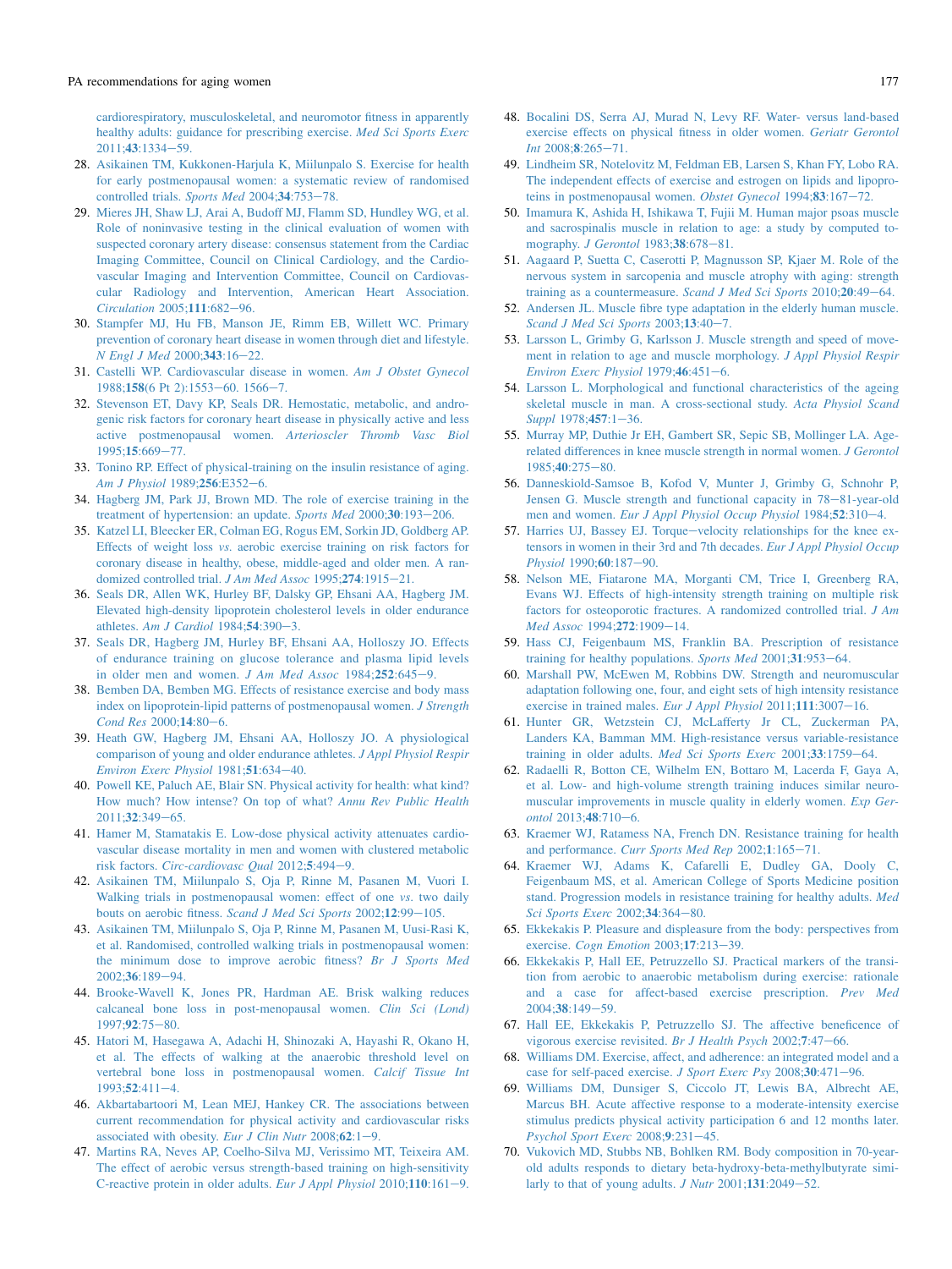cardiorespiratory, musculoskeletal, and neuromotor fitness in apparently healthy adults: guidance for prescribing exercise. *Med Sci Sports Exerc* 2011;**43**:1334–59.

28. Asikainen TM, Kukkonen-Harjula K, Miilunpalo S. Exercise for health for early postmenopausal women: a systematic review of randomised controlled trials. *Sports Med* 2004;**34**:753–78.
29. Mieres JH, Shaw LJ, Arai A, Budoff MJ, Flamm SD, Hundley WG, et al. Role of noninvasive testing in the clinical evaluation of women with suspected coronary artery disease: consensus statement from the Cardiac Imaging Committee, Council on Clinical Cardiology, and the Cardiovascular Imaging and Intervention Committee, Council on Cardiovascular Radiology and Intervention, American Heart Association. *Circulation* 2005;**111**:682–96.
30. Stampfer MJ, Hu FB, Manson JE, Rimm EB, Willett WC. Primary prevention of coronary heart disease in women through diet and lifestyle. *N Engl J Med* 2000;**343**:16–22.
31. Castelli WP. Cardiovascular disease in women. *Am J Obstet Gynecol* 1988;**158**(6 Pt 2):1553–60. 1566–7.
32. Stevenson ET, Davy KP, Seals DR. Hemostatic, metabolic, and androgenic risk factors for coronary heart disease in physically active and less active postmenopausal women. *Arterioscler Thromb Vasc Biol* 1995;**15**:669–77.
33. Tonino RP. Effect of physical-training on the insulin resistance of aging. *Am J Physiol* 1989;**256**:E352–6.
34. Hagberg JM, Park JJ, Brown MD. The role of exercise training in the treatment of hypertension: an update. *Sports Med* 2000;**30**:193–206.
35. Katzel LI, Bleecker ER, Colman EG, Rogus EM, Sorkin JD, Goldberg AP. Effects of weight loss *vs.* aerobic exercise training on risk factors for coronary disease in healthy, obese, middle-aged and older men. A randomized controlled trial. *J Am Med Assoc* 1995;**274**:1915–21.
36. Seals DR, Allen WK, Hurley BF, Dalsky GP, Ehsani AA, Hagberg JM. Elevated high-density lipoprotein cholesterol levels in older endurance athletes. *Am J Cardiol* 1984;**54**:390–3.
37. Seals DR, Hagberg JM, Hurley BF, Ehsani AA, Holloszy JO. Effects of endurance training on glucose tolerance and plasma lipid levels in older men and women. *J Am Med Assoc* 1984;**252**:645–9.
38. Bemben DA, Bemben MG. Effects of resistance exercise and body mass index on lipoprotein-lipid patterns of postmenopausal women. *J Strength Cond Res* 2000;**14**:80–6.
39. Heath GW, Hagberg JM, Ehsani AA, Holloszy JO. A physiological comparison of young and older endurance athletes. *J Appl Physiol Respir Environ Exerc Physiol* 1981;**51**:634–40.
40. Powell KE, Paluch AE, Blair SN. Physical activity for health: what kind? How much? How intense? On top of what? *Annu Rev Public Health* 2011;**32**:349–65.
41. Hamer M, Stamatakis E. Low-dose physical activity attenuates cardiovascular disease mortality in men and women with clustered metabolic risk factors. *Circ-cardiovasc Qual* 2012;**5**:494–9.
42. Asikainen TM, Miilunpalo S, Oja P, Rinne M, Pasanen M, Vuori I. Walking trials in postmenopausal women: effect of one *vs.* two daily bouts on aerobic fitness. *Scand J Med Sci Sports* 2002;**12**:99–105.
43. Asikainen TM, Miilunpalo S, Oja P, Rinne M, Pasanen M, Uusi-Rasi K, et al. Randomised, controlled walking trials in postmenopausal women: the minimum dose to improve aerobic fitness? *Br J Sports Med* 2002;**36**:189–94.
44. Brooke-Wavell K, Jones PR, Hardman AE. Brisk walking reduces calcaneal bone loss in post-menopausal women. *Clin Sci (Lond)* 1997;**92**:75–80.
45. Hatori M, Hasegawa A, Adachi H, Shinozaki A, Hayashi R, Okano H, et al. The effects of walking at the anaerobic threshold level on vertebral bone loss in postmenopausal women. *Calcif Tissue Int* 1993;**52**:411–4.
46. Akbartabartoori M, Lean MEJ, Hankey CR. The associations between current recommendation for physical activity and cardiovascular risks associated with obesity. *Eur J Clin Nutr* 2008;**62**:1–9.
47. Martins RA, Neves AP, Coelho-Silva MJ, Verissimo MT, Teixeira AM. The effect of aerobic versus strength-based training on high-sensitivity C-reactive protein in older adults. *Eur J Appl Physiol* 2010;**110**:161–9.
48. Bocalini DS, Serra AJ, Murad N, Levy RF. Water- versus land-based exercise effects on physical fitness in older women. *Geriatr Gerontol Int* 2008;**8**:265–71.
49. Lindheim SR, Notelovitz M, Feldman EB, Larsen S, Khan FY, Lobo RA. The independent effects of exercise and estrogen on lipids and lipoproteins in postmenopausal women. *Obstet Gynecol* 1994;**83**:167–72.
50. Imamura K, Ashida H, Ishikawa T, Fujii M. Human major psoas muscle and sacrospinalis muscle in relation to age: a study by computed tomography. *J Gerontol* 1983;**38**:678–81.
51. Aagaard P, Suetta C, Caserotti P, Magnusson SP, Kjaer M. Role of the nervous system in sarcopenia and muscle atrophy with aging: strength training as a countermeasure. *Scand J Med Sci Sports* 2010;**20**:49–64.
52. Andersen JL. Muscle fibre type adaptation in the elderly human muscle. *Scand J Med Sci Sports* 2003;**13**:40–7.
53. Larsson L, Grimby G, Karlsson J. Muscle strength and speed of movement in relation to age and muscle morphology. *J Appl Physiol Respir Environ Exerc Physiol* 1979;**46**:451–6.
54. Larsson L. Morphological and functional characteristics of the ageing skeletal muscle in man. A cross-sectional study. *Acta Physiol Scand Suppl* 1978;**457**:1–36.
55. Murray MP, Duthie Jr EH, Gambert SR, Sepic SB, Mollinger LA. Age-related differences in knee muscle strength in normal women. *J Gerontol* 1985;**40**:275–80.
56. Danneskiold-Samsoe B, Kofod V, Munter J, Grimby G, Schnohr P, Jensen G. Muscle strength and functional capacity in 78–81-year-old men and women. *Eur J Appl Physiol Occup Physiol* 1984;**52**:310–4.
57. Harries UJ, Bassey EJ. Torque–velocity relationships for the knee extensors in women in their 3rd and 7th decades. *Eur J Appl Physiol Occup Physiol* 1990;**60**:187–90.
58. Nelson ME, Fiatarone MA, Morganti CM, Trice I, Greenberg RA, Evans WJ. Effects of high-intensity strength training on multiple risk factors for osteoporotic fractures. A randomized controlled trial. *J Am Med Assoc* 1994;**272**:1909–14.
59. Hass CJ, Feigenbaum MS, Franklin BA. Prescription of resistance training for healthy populations. *Sports Med* 2001;**31**:953–64.
60. Marshall PW, McEwen M, Robbins DW. Strength and neuromuscular adaptation following one, four, and eight sets of high intensity resistance exercise in trained males. *Eur J Appl Physiol* 2011;**111**:3007–16.
61. Hunter GR, Wetzstein CJ, McLafferty Jr CL, Zuckerman PA, Landers KA, Bamman MM. High-resistance versus variable-resistance training in older adults. *Med Sci Sports Exerc* 2001;**33**:1759–64.
62. Radaelli R, Botton CE, Wilhelm EN, Bottaro M, Lacerda F, Gaya A, et al. Low- and high-volume strength training induces similar neuromuscular improvements in muscle quality in elderly women. *Exp Gerontol* 2013;**48**:710–6.
63. Kraemer WJ, Ratamess NA, French DN. Resistance training for health and performance. *Curr Sports Med Rep* 2002;**1**:165–71.
64. Kraemer WJ, Adams K, Cafarelli E, Dudley GA, Dooly C, Feigenbaum MS, et al. American College of Sports Medicine position stand. Progression models in resistance training for healthy adults. *Med Sci Sports Exerc* 2002;**34**:364–80.
65. Ekkekakis P. Pleasure and displeasure from the body: perspectives from exercise. *Cogn Emotion* 2003;**17**:213–39.
66. Ekkekakis P, Hall EE, Petruzzello SJ. Practical markers of the transition from aerobic to anaerobic metabolism during exercise: rationale and a case for affect-based exercise prescription. *Prev Med* 2004;**38**:149–59.
67. Hall EE, Ekkekakis P, Petruzzello SJ. The affective beneficence of vigorous exercise revisited. *Br J Health Psych* 2002;**7**:47–66.
68. Williams DM. Exercise, affect, and adherence: an integrated model and a case for self-paced exercise. *J Sport Exerc Psy* 2008;**30**:471–96.
69. Williams DM, Dunsiger S, Ciccolo JT, Lewis BA, Albrecht AE, Marcus BH. Acute affective response to a moderate-intensity exercise stimulus predicts physical activity participation 6 and 12 months later. *Psychol Sport Exerc* 2008;**9**:231–45.
70. Vukovich MD, Stubbs NB, Bohlken RM. Body composition in 70-year-old adults responds to dietary beta-hydroxy-beta-methylbutyrate similarly to that of young adults. *J Nutr* 2001;**131**:2049–52.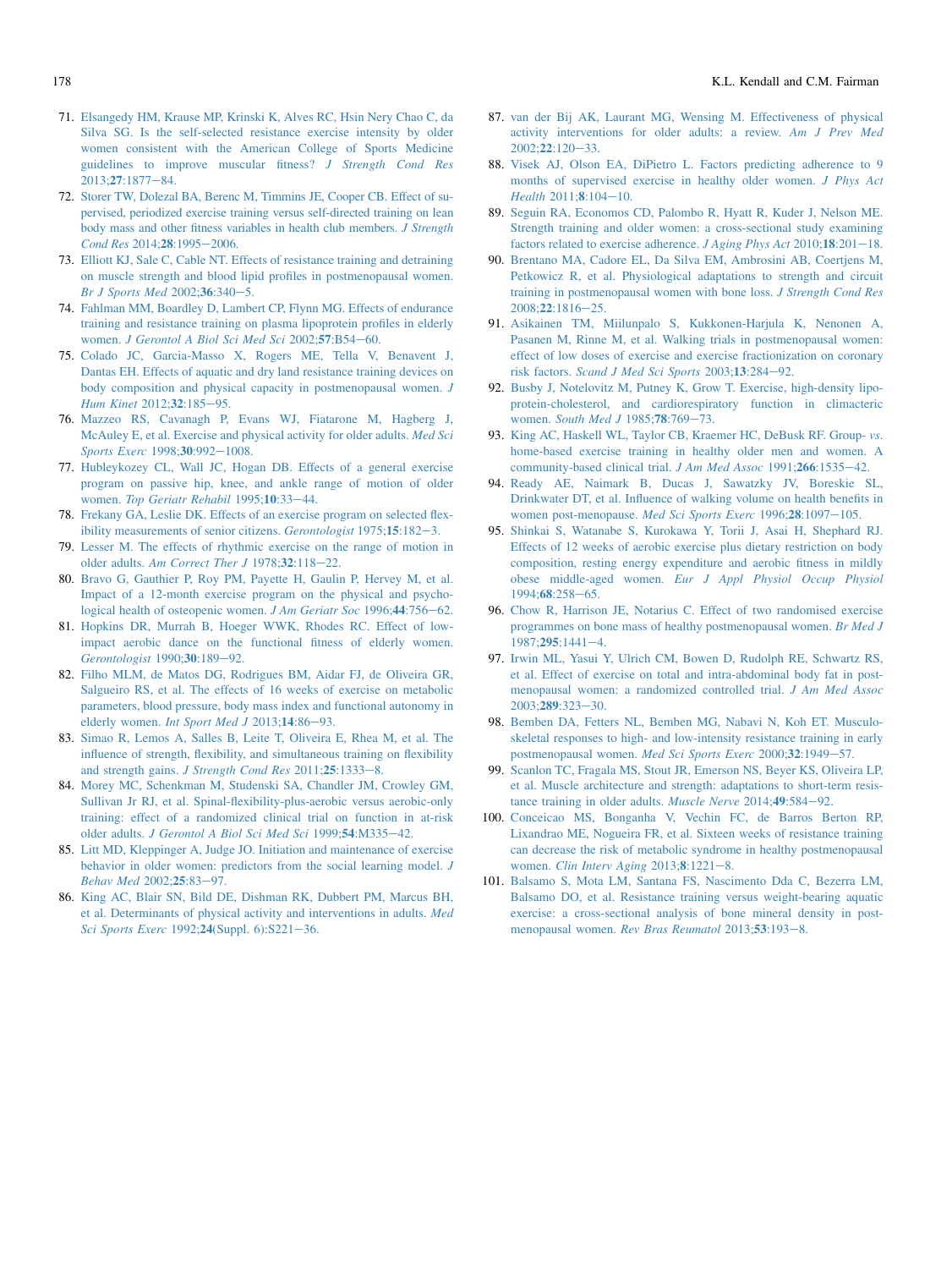71. Elsangedy HM, Krause MP, Krinski K, Alves RC, Hsin Nery Chao C, da Silva SG. Is the self-selected resistance exercise intensity by older women consistent with the American College of Sports Medicine guidelines to improve muscular fitness? *J Strength Cond Res* 2013;**27**:1877–84.
72. Storer TW, Dolezal BA, Berenc M, Timmins JE, Cooper CB. Effect of supervised, periodized exercise training versus self-directed training on lean body mass and other fitness variables in health club members. *J Strength Cond Res* 2014;**28**:1995–2006.
73. Elliott KJ, Sale C, Cable NT. Effects of resistance training and detraining on muscle strength and blood lipid profiles in postmenopausal women. *Br J Sports Med* 2002;**36**:340–5.
74. Fahlman MM, Boardley D, Lambert CP, Flynn MG. Effects of endurance training and resistance training on plasma lipoprotein profiles in elderly women. *J Gerontol A Biol Sci Med Sci* 2002;**57**:B54–60.
75. Colado JC, Garcia-Masso X, Rogers ME, Tella V, Benavent J, Dantas EH. Effects of aquatic and dry land resistance training devices on body composition and physical capacity in postmenopausal women. *J Hum Kinet* 2012;**32**:185–95.
76. Mazzeo RS, Cavanagh P, Evans WJ, Fiatarone M, Hagberg J, McAuley E, et al. Exercise and physical activity for older adults. *Med Sci Sports Exerc* 1998;**30**:992–1008.
77. Hubleykozey CL, Wall JC, Hogan DB. Effects of a general exercise program on passive hip, knee, and ankle range of motion of older women. *Top Geriatr Rehabil* 1995;**10**:33–44.
78. Frekany GA, Leslie DK. Effects of an exercise program on selected flexibility measurements of senior citizens. *Gerontologist* 1975;**15**:182–3.
79. Lesser M. The effects of rhythmic exercise on the range of motion in older adults. *Am Correct Ther J* 1978;**32**:118–22.
80. Bravo G, Gauthier P, Roy PM, Payette H, Gaulin P, Hervey M, et al. Impact of a 12-month exercise program on the physical and psychological health of osteopenic women. *J Am Geriatr Soc* 1996;**44**:756–62.
81. Hopkins DR, Murrah B, Hoeger WWK, Rhodes RC. Effect of low-impact aerobic dance on the functional fitness of elderly women. *Gerontologist* 1990;**30**:189–92.
82. Filho MLM, de Matos DG, Rodrigues BM, Aidar FJ, de Oliveira GR, Salgueiro RS, et al. The effects of 16 weeks of exercise on metabolic parameters, blood pressure, body mass index and functional autonomy in elderly women. *Int Sport Med J* 2013;**14**:86–93.
83. Simao R, Lemos A, Salles B, Leite T, Oliveira E, Rhea M, et al. The influence of strength, flexibility, and simultaneous training on flexibility and strength gains. *J Strength Cond Res* 2011;**25**:1333–8.
84. Morey MC, Schenkman M, Studenski SA, Chandler JM, Crowley GM, Sullivan Jr RJ, et al. Spinal-flexibility-plus-aerobic versus aerobic-only training: effect of a randomized clinical trial on function in at-risk older adults. *J Gerontol A Biol Sci Med Sci* 1999;**54**:M335–42.
85. Litt MD, Kleppinger A, Judge JO. Initiation and maintenance of exercise behavior in older women: predictors from the social learning model. *J Behav Med* 2002;**25**:83–97.
86. King AC, Blair SN, Bild DE, Dishman RK, Dubbert PM, Marcus BH, et al. Determinants of physical activity and interventions in adults. *Med Sci Sports Exerc* 1992;**24**(Suppl. 6):S221–36.
87. van der Bij AK, Laurant MG, Wensing M. Effectiveness of physical activity interventions for older adults: a review. *Am J Prev Med* 2002;**22**:120–33.
88. Visek AJ, Olson EA, DiPietro L. Factors predicting adherence to 9 months of supervised exercise in healthy older women. *J Phys Act Health* 2011;**8**:104–10.
89. Seguin RA, Economos CD, Palombo R, Hyatt R, Kuder J, Nelson ME. Strength training and older women: a cross-sectional study examining factors related to exercise adherence. *J Aging Phys Act* 2010;**18**:201–18.
90. Brentano MA, Cadore EL, Da Silva EM, Ambrosini AB, Coertjens M, Petkowicz R, et al. Physiological adaptations to strength and circuit training in postmenopausal women with bone loss. *J Strength Cond Res* 2008;**22**:1816–25.
91. Asikainen TM, Miilunpalo S, Kukkonen-Harjula K, Nenonen A, Pasanen M, Rinne M, et al. Walking trials in postmenopausal women: effect of low doses of exercise and exercise fractionization on coronary risk factors. *Scand J Med Sci Sports* 2003;**13**:284–92.
92. Busby J, Notelovitz M, Putney K, Grow T. Exercise, high-density lipoprotein-cholesterol, and cardiorespiratory function in climacteric women. *South Med J* 1985;**78**:769–73.
93. King AC, Haskell WL, Taylor CB, Kraemer HC, DeBusk RF. Group- *vs*. home-based exercise training in healthy older men and women. A community-based clinical trial. *J Am Med Assoc* 1991;**266**:1535–42.
94. Ready AE, Naimark B, Ducas J, Sawatzky JV, Boreskie SL, Drinkwater DT, et al. Influence of walking volume on health benefits in women post-menopause. *Med Sci Sports Exerc* 1996;**28**:1097–105.
95. Shinkai S, Watanabe S, Kurokawa Y, Torii J, Asai H, Shephard RJ. Effects of 12 weeks of aerobic exercise plus dietary restriction on body composition, resting energy expenditure and aerobic fitness in mildly obese middle-aged women. *Eur J Appl Physiol Occup Physiol* 1994;**68**:258–65.
96. Chow R, Harrison JE, Notarius C. Effect of two randomised exercise programmes on bone mass of healthy postmenopausal women. *Br Med J* 1987;**295**:1441–4.
97. Irwin ML, Yasui Y, Ulrich CM, Bowen D, Rudolph RE, Schwartz RS, et al. Effect of exercise on total and intra-abdominal body fat in postmenopausal women: a randomized controlled trial. *J Am Med Assoc* 2003;**289**:323–30.
98. Bemben DA, Fetters NL, Bemben MG, Nabavi N, Koh ET. Musculoskeletal responses to high- and low-intensity resistance training in early postmenopausal women. *Med Sci Sports Exerc* 2000;**32**:1949–57.
99. Scanlon TC, Fragala MS, Stout JR, Emerson NS, Beyer KS, Oliveira LP, et al. Muscle architecture and strength: adaptations to short-term resistance training in older adults. *Muscle Nerve* 2014;**49**:584–92.
100. Conceicao MS, Bonganha V, Vechin FC, de Barros Berton RP, Lixandrao ME, Nogueira FR, et al. Sixteen weeks of resistance training can decrease the risk of metabolic syndrome in healthy postmenopausal women. *Clin Interv Aging* 2013;**8**:1221–8.
101. Balsamo S, Mota LM, Santana FS, Nascimento Dda C, Bezerra LM, Balsamo DO, et al. Resistance training versus weight-bearing aquatic exercise: a cross-sectional analysis of bone mineral density in postmenopausal women. *Rev Bras Reumatol* 2013;**53**:193–8.